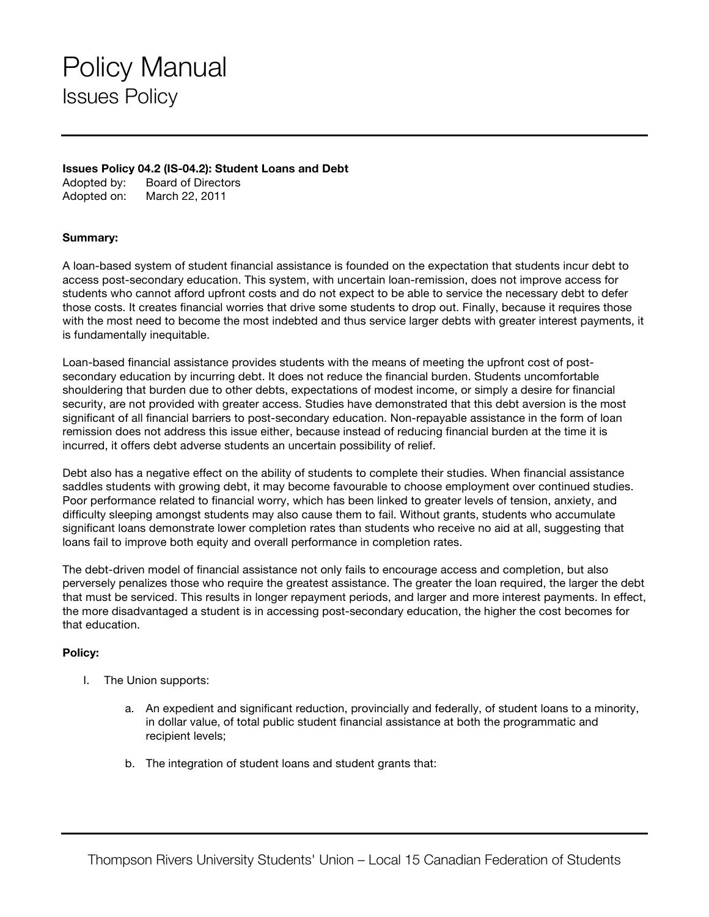# Policy Manual

## Issues Policy

**Issues Policy 04.2 (IS-04.2): Student Loans and Debt**
Adopted by: Board of Directors
Adopted on: March 22, 2011

**Summary:**

A loan-based system of student financial assistance is founded on the expectation that students incur debt to access post-secondary education. This system, with uncertain loan-remission, does not improve access for students who cannot afford upfront costs and do not expect to be able to service the necessary debt to defer those costs. It creates financial worries that drive some students to drop out. Finally, because it requires those with the most need to become the most indebted and thus service larger debts with greater interest payments, it is fundamentally inequitable.

Loan-based financial assistance provides students with the means of meeting the upfront cost of post-secondary education by incurring debt. It does not reduce the financial burden. Students uncomfortable shouldering that burden due to other debts, expectations of modest income, or simply a desire for financial security, are not provided with greater access. Studies have demonstrated that this debt aversion is the most significant of all financial barriers to post-secondary education. Non-repayable assistance in the form of loan remission does not address this issue either, because instead of reducing financial burden at the time it is incurred, it offers debt adverse students an uncertain possibility of relief.

Debt also has a negative effect on the ability of students to complete their studies. When financial assistance saddles students with growing debt, it may become favourable to choose employment over continued studies. Poor performance related to financial worry, which has been linked to greater levels of tension, anxiety, and difficulty sleeping amongst students may also cause them to fail. Without grants, students who accumulate significant loans demonstrate lower completion rates than students who receive no aid at all, suggesting that loans fail to improve both equity and overall performance in completion rates.

The debt-driven model of financial assistance not only fails to encourage access and completion, but also perversely penalizes those who require the greatest assistance. The greater the loan required, the larger the debt that must be serviced. This results in longer repayment periods, and larger and more interest payments. In effect, the more disadvantaged a student is in accessing post-secondary education, the higher the cost becomes for that education.

**Policy:**

I. The Union supports:

   a. An expedient and significant reduction, provincially and federally, of student loans to a minority, in dollar value, of total public student financial assistance at both the programmatic and recipient levels;

   b. The integration of student loans and student grants that: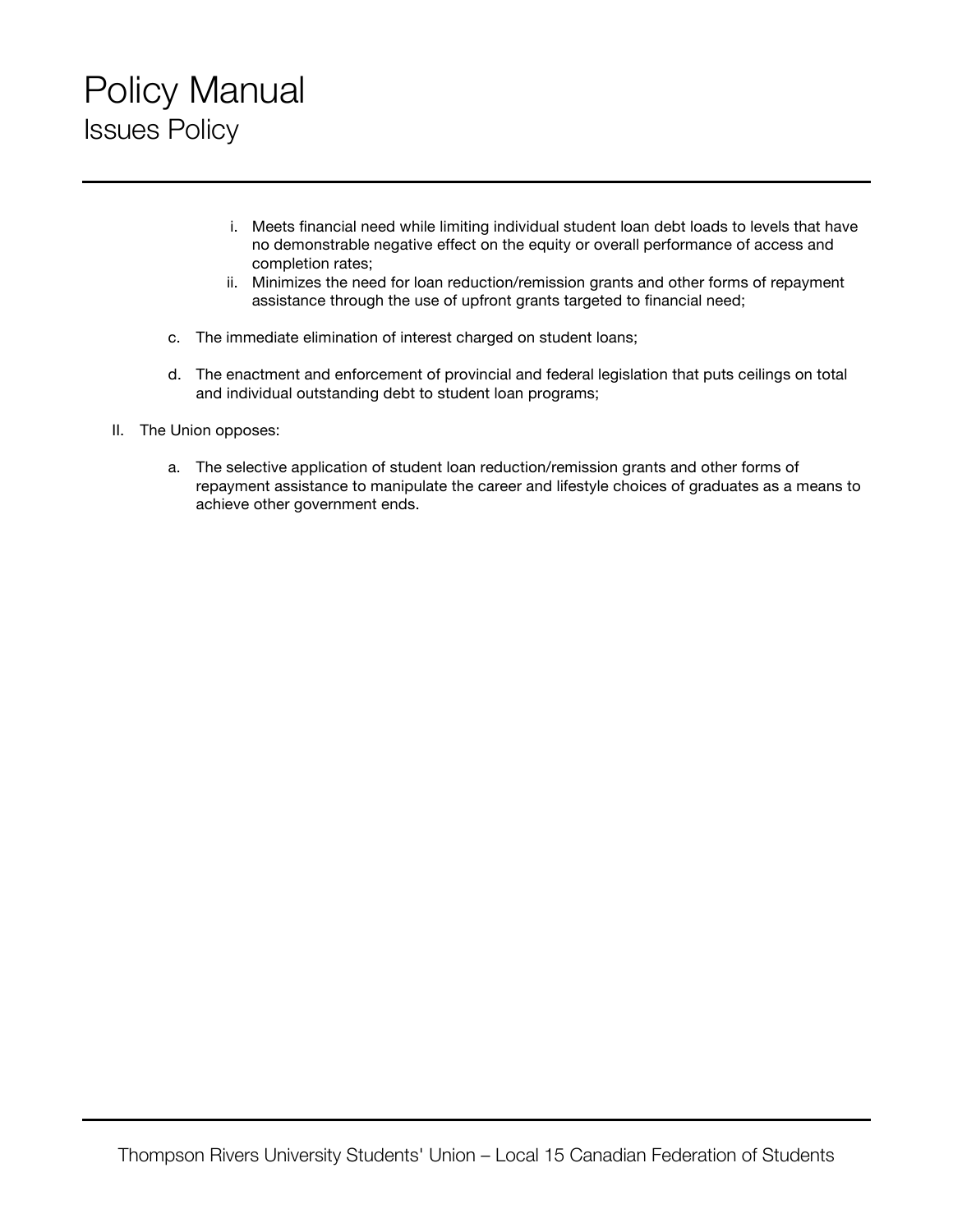i. Meets financial need while limiting individual student loan debt loads to levels that have no demonstrable negative effect on the equity or overall performance of access and completion rates;
ii. Minimizes the need for loan reduction/remission grants and other forms of repayment assistance through the use of upfront grants targeted to financial need;

c. The immediate elimination of interest charged on student loans;

d. The enactment and enforcement of provincial and federal legislation that puts ceilings on total and individual outstanding debt to student loan programs;

II. The Union opposes:

a. The selective application of student loan reduction/remission grants and other forms of repayment assistance to manipulate the career and lifestyle choices of graduates as a means to achieve other government ends.